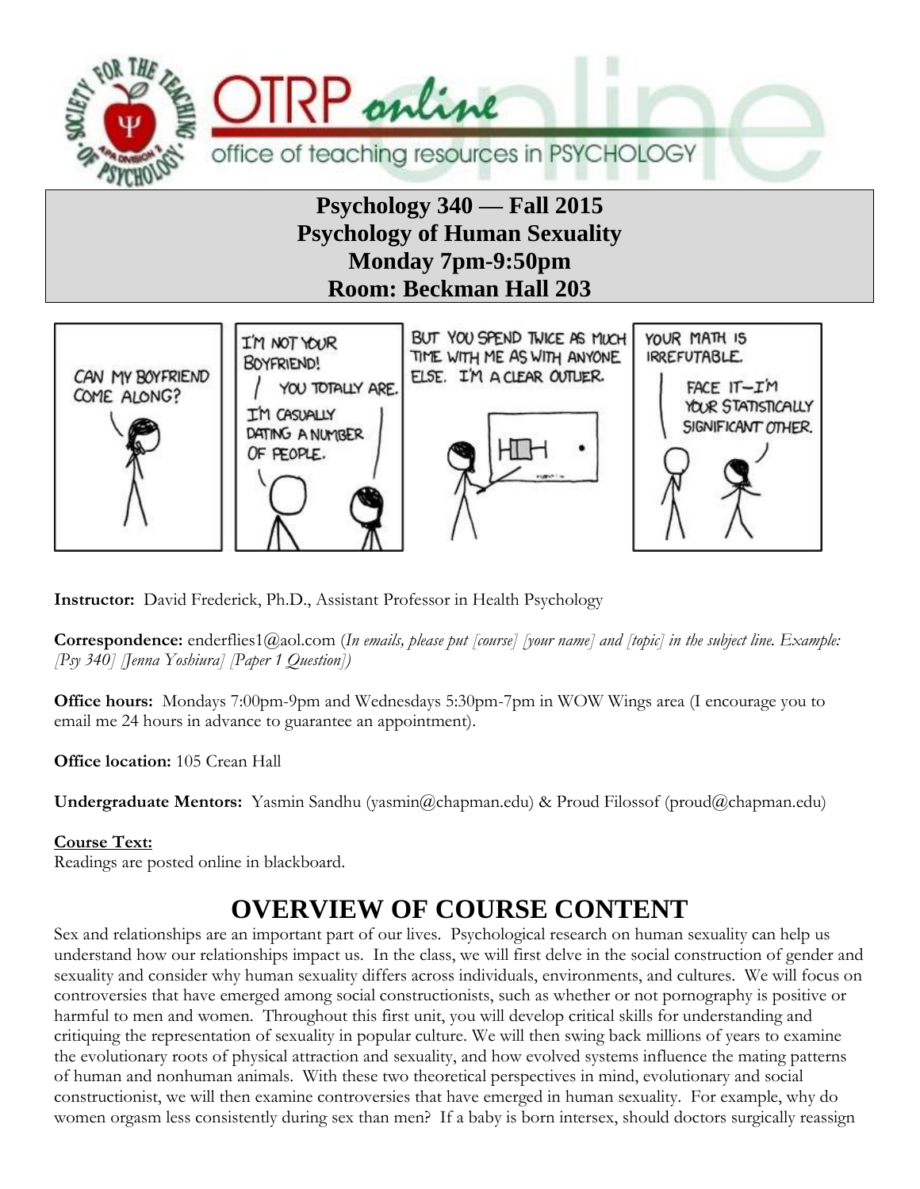**Psychology 340 — Fall 2015**
**Psychology of Human Sexuality**
**Monday 7pm-9:50pm**
**Room: Beckman Hall 203**

**Instructor:** David Frederick, Ph.D., Assistant Professor in Health Psychology

**Correspondence:** enderflies1@aol.com (*In emails, please put [course] [your name] and [topic] in the subject line. Example: [Psy 340] [Jenna Yoshiura] [Paper 1 Question]*)

**Office hours:** Mondays 7:00pm-9pm and Wednesdays 5:30pm-7pm in WOW Wings area (I encourage you to email me 24 hours in advance to guarantee an appointment).

**Office location:** 105 Crean Hall

**Undergraduate Mentors:** Yasmin Sandhu (yasmin@chapman.edu) & Proud Filossof (proud@chapman.edu)

**Course Text:**
Readings are posted online in blackboard.

# OVERVIEW OF COURSE CONTENT

Sex and relationships are an important part of our lives. Psychological research on human sexuality can help us understand how our relationships impact us. In the class, we will first delve in the social construction of gender and sexuality and consider why human sexuality differs across individuals, environments, and cultures. We will focus on controversies that have emerged among social constructionists, such as whether or not pornography is positive or harmful to men and women. Throughout this first unit, you will develop critical skills for understanding and critiquing the representation of sexuality in popular culture. We will then swing back millions of years to examine the evolutionary roots of physical attraction and sexuality, and how evolved systems influence the mating patterns of human and nonhuman animals. With these two theoretical perspectives in mind, evolutionary and social constructionist, we will then examine controversies that have emerged in human sexuality. For example, why do women orgasm less consistently during sex than men? If a baby is born intersex, should doctors surgically reassign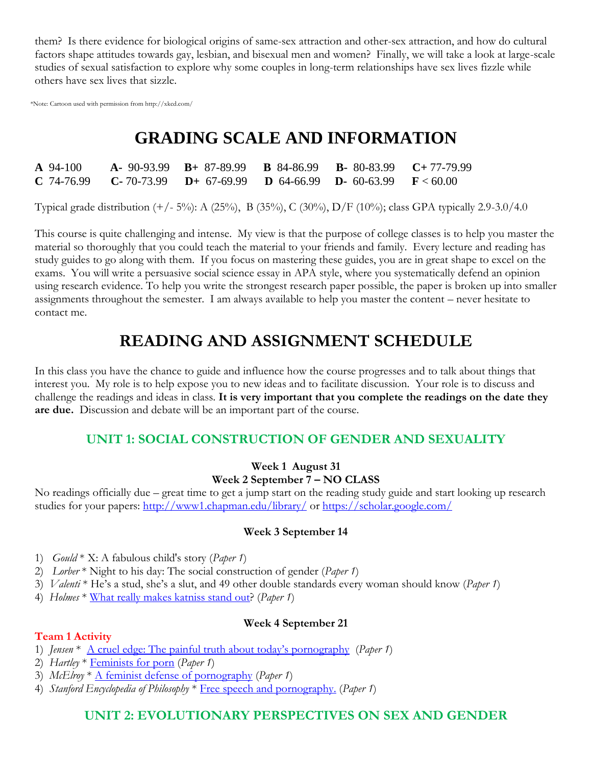them? Is there evidence for biological origins of same-sex attraction and other-sex attraction, and how do cultural factors shape attitudes towards gay, lesbian, and bisexual men and women? Finally, we will take a look at large-scale studies of sexual satisfaction to explore why some couples in long-term relationships have sex lives fizzle while others have sex lives that sizzle.

*Note: Cartoon used with permission from http://xkcd.com/

# GRADING SCALE AND INFORMATION

| | | | | | |
|---|---|---|---|---|---|
| **A** 94-100 | **A-** 90-93.99 | **B+** 87-89.99 | **B** 84-86.99 | **B-** 80-83.99 | **C+** 77-79.99 |
| **C** 74-76.99 | **C-** 70-73.99 | **D+** 67-69.99 | **D** 64-66.99 | **D-** 60-63.99 | **F** < 60.00 |

Typical grade distribution (+/- 5%): A (25%), B (35%), C (30%), D/F (10%); class GPA typically 2.9-3.0/4.0

This course is quite challenging and intense. My view is that the purpose of college classes is to help you master the material so thoroughly that you could teach the material to your friends and family. Every lecture and reading has study guides to go along with them. If you focus on mastering these guides, you are in great shape to excel on the exams. You will write a persuasive social science essay in APA style, where you systematically defend an opinion using research evidence. To help you write the strongest research paper possible, the paper is broken up into smaller assignments throughout the semester. I am always available to help you master the content – never hesitate to contact me.

# READING AND ASSIGNMENT SCHEDULE

In this class you have the chance to guide and influence how the course progresses and to talk about things that interest you. My role is to help expose you to new ideas and to facilitate discussion. Your role is to discuss and challenge the readings and ideas in class. **It is very important that you complete the readings on the date they are due.** Discussion and debate will be an important part of the course.

## UNIT 1: SOCIAL CONSTRUCTION OF GENDER AND SEXUALITY

**Week 1 August 31**
**Week 2 September 7 – NO CLASS**

No readings officially due – great time to get a jump start on the reading study guide and start looking up research studies for your papers: http://www1.chapman.edu/library/ or https://scholar.google.com/

**Week 3 September 14**

1) *Gould* * X: A fabulous child's story (*Paper 1*)
2) *Lorber* * Night to his day: The social construction of gender (*Paper 1*)
3) *Valenti* * He's a stud, she's a slut, and 49 other double standards every woman should know (*Paper 1*)
4) *Holmes* * What really makes katniss stand out? (*Paper 1*)

**Week 4 September 21**

**Team 1 Activity**

1) *Jensen* * A cruel edge: The painful truth about today's pornography (*Paper 1*)
2) *Hartley* * Feminists for porn (*Paper 1*)
3) *McElroy* * A feminist defense of pornography (*Paper 1*)
4) *Stanford Encyclopedia of Philosophy* * Free speech and pornography. (*Paper 1*)

## UNIT 2: EVOLUTIONARY PERSPECTIVES ON SEX AND GENDER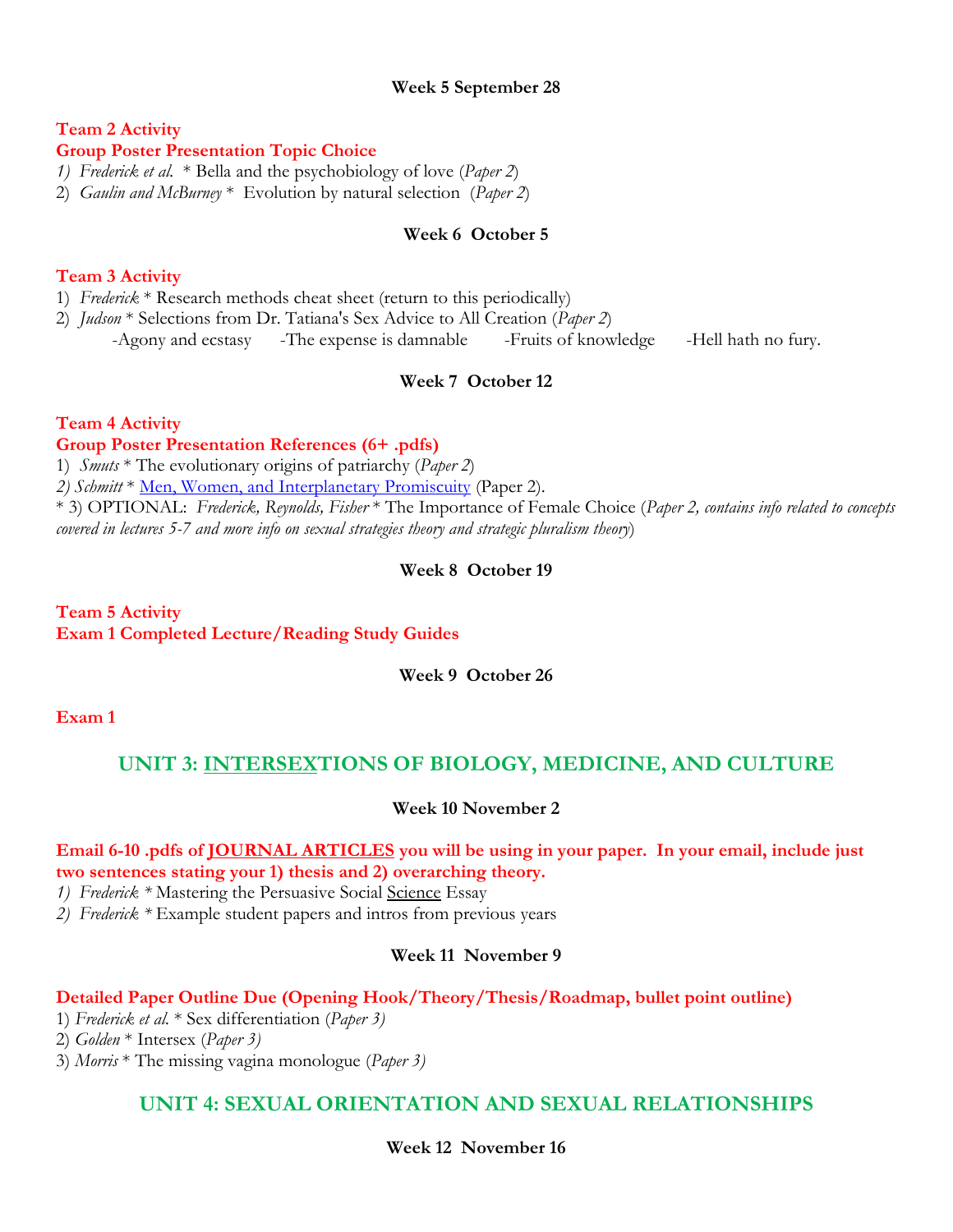### Week 5 September 28

**Team 2 Activity**
**Group Poster Presentation Topic Choice**

1) *Frederick et al.* * Bella and the psychobiology of love (*Paper 2*)
2) *Gaulin and McBurney* * Evolution by natural selection (*Paper 2*)

### Week 6 October 5

**Team 3 Activity**

1) *Frederick* * Research methods cheat sheet (return to this periodically)
2) *Judson* * Selections from Dr. Tatiana's Sex Advice to All Creation (*Paper 2*)
   -Agony and ecstasy -The expense is damnable -Fruits of knowledge -Hell hath no fury.

### Week 7 October 12

**Team 4 Activity**
**Group Poster Presentation References (6+ .pdfs)**

1) *Smuts* * The evolutionary origins of patriarchy (*Paper 2*)
2) *Schmitt* * Men, Women, and Interplanetary Promiscuity (Paper 2).

* 3) OPTIONAL: *Frederick, Reynolds, Fisher* * The Importance of Female Choice (*Paper 2, contains info related to concepts covered in lectures 5-7 and more info on sexual strategies theory and strategic pluralism theory*)

### Week 8 October 19

**Team 5 Activity**
**Exam 1 Completed Lecture/Reading Study Guides**

### Week 9 October 26

**Exam 1**

## UNIT 3: INTERSEXTIONS OF BIOLOGY, MEDICINE, AND CULTURE

### Week 10 November 2

**Email 6-10 .pdfs of JOURNAL ARTICLES you will be using in your paper. In your email, include just two sentences stating your 1) thesis and 2) overarching theory.**

1) *Frederick* * Mastering the Persuasive Social Science Essay
2) *Frederick* * Example student papers and intros from previous years

### Week 11 November 9

**Detailed Paper Outline Due (Opening Hook/Theory/Thesis/Roadmap, bullet point outline)**

1) *Frederick et al.* * Sex differentiation (*Paper 3)*
2) *Golden* * Intersex (*Paper 3)*
3) *Morris* * The missing vagina monologue (*Paper 3)*

## UNIT 4: SEXUAL ORIENTATION AND SEXUAL RELATIONSHIPS

### Week 12 November 16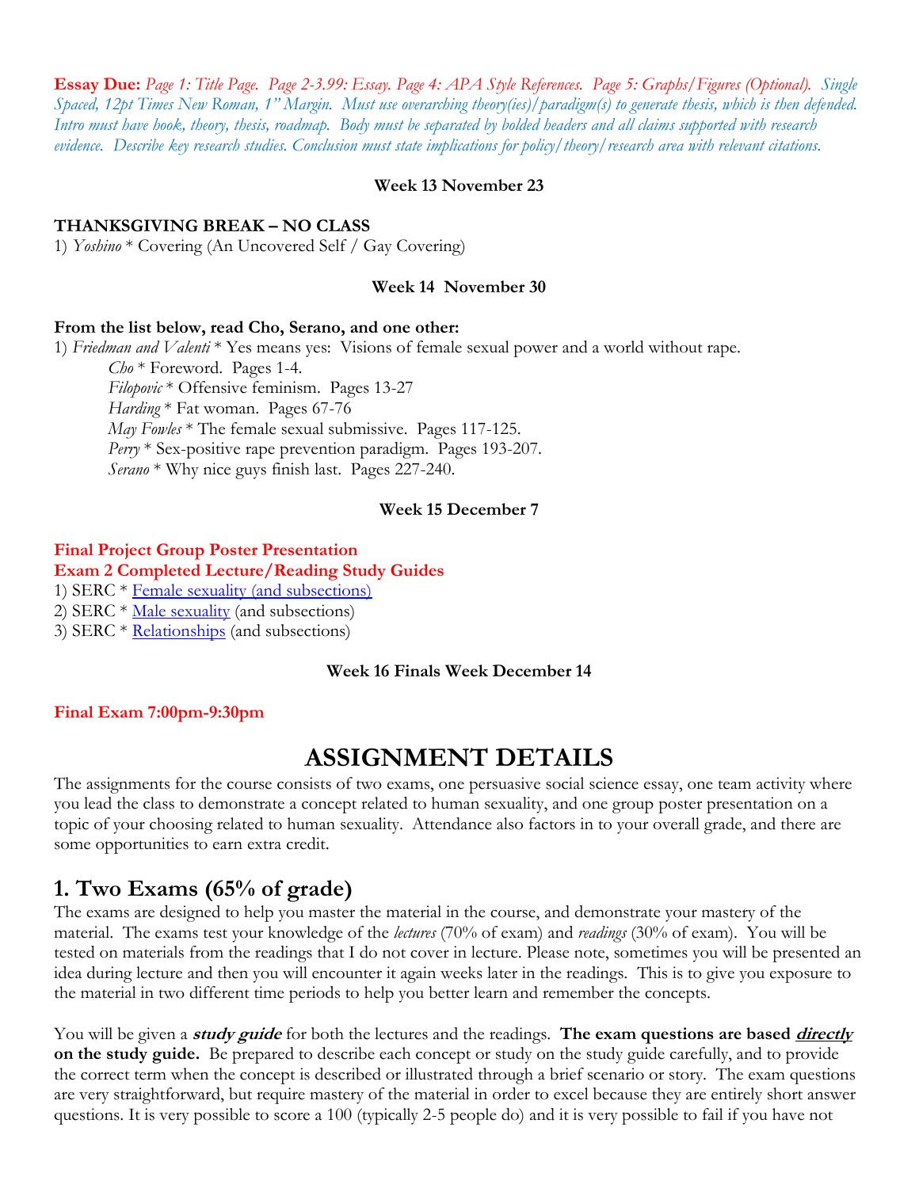**Essay Due:** *Page 1: Title Page. Page 2-3.99: Essay. Page 4: APA Style References. Page 5: Graphs/Figures (Optional). Single Spaced, 12pt Times New Roman, 1" Margin. Must use overarching theory(ies)/paradigm(s) to generate thesis, which is then defended. Intro must have hook, theory, thesis, roadmap. Body must be separated by bolded headers and all claims supported with research evidence. Describe key research studies. Conclusion must state implications for policy/theory/research area with relevant citations.*

**Week 13 November 23**

**THANKSGIVING BREAK – NO CLASS**

1) *Yoshino* * Covering (An Uncovered Self / Gay Covering)

**Week 14 November 30**

**From the list below, read Cho, Serano, and one other:**

1) *Friedman and Valenti* * Yes means yes: Visions of female sexual power and a world without rape.
   - *Cho* * Foreword. Pages 1-4.
   - *Filopovic* * Offensive feminism. Pages 13-27
   - *Harding* * Fat woman. Pages 67-76
   - *May Fowles* * The female sexual submissive. Pages 117-125.
   - *Perry* * Sex-positive rape prevention paradigm. Pages 193-207.
   - *Serano* * Why nice guys finish last. Pages 227-240.

**Week 15 December 7**

**Final Project Group Poster Presentation**
**Exam 2 Completed Lecture/Reading Study Guides**

1) SERC * Female sexuality (and subsections)
2) SERC * Male sexuality (and subsections)
3) SERC * Relationships (and subsections)

**Week 16 Finals Week December 14**

**Final Exam 7:00pm-9:30pm**

# ASSIGNMENT DETAILS

The assignments for the course consists of two exams, one persuasive social science essay, one team activity where you lead the class to demonstrate a concept related to human sexuality, and one group poster presentation on a topic of your choosing related to human sexuality. Attendance also factors in to your overall grade, and there are some opportunities to earn extra credit.

## 1. Two Exams (65% of grade)

The exams are designed to help you master the material in the course, and demonstrate your mastery of the material. The exams test your knowledge of the *lectures* (70% of exam) and *readings* (30% of exam). You will be tested on materials from the readings that I do not cover in lecture. Please note, sometimes you will be presented an idea during lecture and then you will encounter it again weeks later in the readings. This is to give you exposure to the material in two different time periods to help you better learn and remember the concepts.

You will be given a ***study guide*** for both the lectures and the readings. **The exam questions are based *directly* on the study guide.** Be prepared to describe each concept or study on the study guide carefully, and to provide the correct term when the concept is described or illustrated through a brief scenario or story. The exam questions are very straightforward, but require mastery of the material in order to excel because they are entirely short answer questions. It is very possible to score a 100 (typically 2-5 people do) and it is very possible to fail if you have not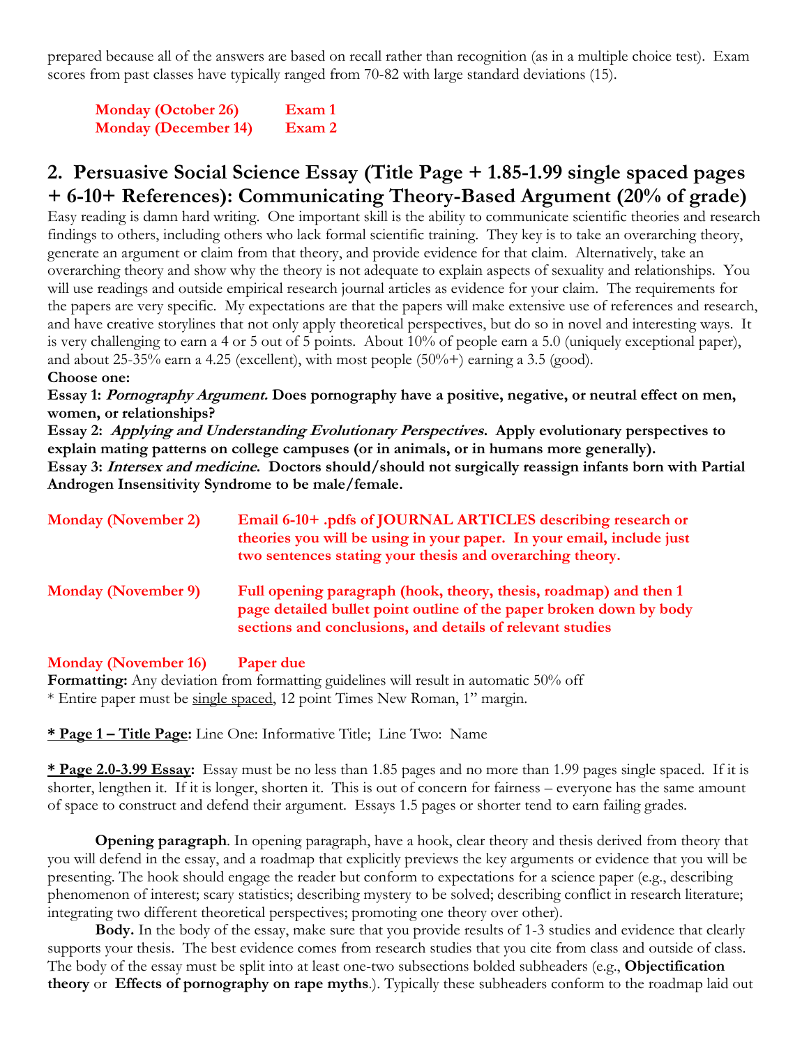prepared because all of the answers are based on recall rather than recognition (as in a multiple choice test). Exam scores from past classes have typically ranged from 70-82 with large standard deviations (15).

**Monday (October 26)** **Exam 1**
**Monday (December 14)** **Exam 2**

## 2. Persuasive Social Science Essay (Title Page + 1.85-1.99 single spaced pages + 6-10+ References): Communicating Theory-Based Argument (20% of grade)

Easy reading is damn hard writing. One important skill is the ability to communicate scientific theories and research findings to others, including others who lack formal scientific training. They key is to take an overarching theory, generate an argument or claim from that theory, and provide evidence for that claim. Alternatively, take an overarching theory and show why the theory is not adequate to explain aspects of sexuality and relationships. You will use readings and outside empirical research journal articles as evidence for your claim. The requirements for the papers are very specific. My expectations are that the papers will make extensive use of references and research, and have creative storylines that not only apply theoretical perspectives, but do so in novel and interesting ways. It is very challenging to earn a 4 or 5 out of 5 points. About 10% of people earn a 5.0 (uniquely exceptional paper), and about 25-35% earn a 4.25 (excellent), with most people (50%+) earning a 3.5 (good).

**Choose one:**

**Essay 1: *Pornography Argument.* Does pornography have a positive, negative, or neutral effect on men, women, or relationships?**

**Essay 2: *Applying and Understanding Evolutionary Perspectives.* Apply evolutionary perspectives to explain mating patterns on college campuses (or in animals, or in humans more generally).**

**Essay 3: *Intersex and medicine.* Doctors should/should not surgically reassign infants born with Partial Androgen Insensitivity Syndrome to be male/female.**

**Monday (November 2)** **Email 6-10+ .pdfs of JOURNAL ARTICLES describing research or theories you will be using in your paper. In your email, include just two sentences stating your thesis and overarching theory.**

**Monday (November 9)** **Full opening paragraph (hook, theory, thesis, roadmap) and then 1 page detailed bullet point outline of the paper broken down by body sections and conclusions, and details of relevant studies**

**Monday (November 16)** **Paper due**

**Formatting:** Any deviation from formatting guidelines will result in automatic 50% off
* Entire paper must be single spaced, 12 point Times New Roman, 1" margin.

**\* Page 1 – Title Page:** Line One: Informative Title; Line Two: Name

**\* Page 2.0-3.99 Essay:** Essay must be no less than 1.85 pages and no more than 1.99 pages single spaced. If it is shorter, lengthen it. If it is longer, shorten it. This is out of concern for fairness – everyone has the same amount of space to construct and defend their argument. Essays 1.5 pages or shorter tend to earn failing grades.

**Opening paragraph**. In opening paragraph, have a hook, clear theory and thesis derived from theory that you will defend in the essay, and a roadmap that explicitly previews the key arguments or evidence that you will be presenting. The hook should engage the reader but conform to expectations for a science paper (e.g., describing phenomenon of interest; scary statistics; describing mystery to be solved; describing conflict in research literature; integrating two different theoretical perspectives; promoting one theory over other).

**Body.** In the body of the essay, make sure that you provide results of 1-3 studies and evidence that clearly supports your thesis. The best evidence comes from research studies that you cite from class and outside of class. The body of the essay must be split into at least one-two subsections bolded subheaders (e.g., **Objectification theory** or **Effects of pornography on rape myths**.). Typically these subheaders conform to the roadmap laid out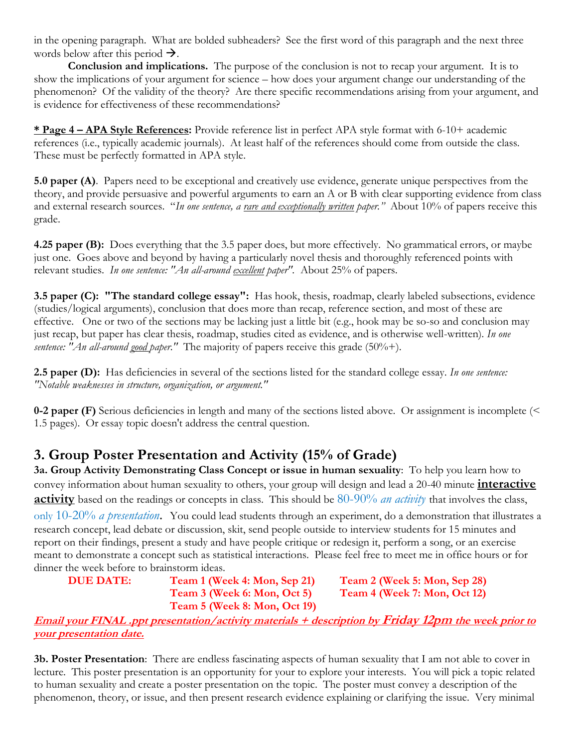in the opening paragraph. What are bolded subheaders? See the first word of this paragraph and the next three words below after this period →.

**Conclusion and implications.** The purpose of the conclusion is not to recap your argument. It is to show the implications of your argument for science – how does your argument change our understanding of the phenomenon? Of the validity of the theory? Are there specific recommendations arising from your argument, and is evidence for effectiveness of these recommendations?

**<u>* Page 4 – APA Style References</u>:** Provide reference list in perfect APA style format with 6-10+ academic references (i.e., typically academic journals). At least half of the references should come from outside the class. These must be perfectly formatted in APA style.

**5.0 paper (A)**. Papers need to be exceptional and creatively use evidence, generate unique perspectives from the theory, and provide persuasive and powerful arguments to earn an A or B with clear supporting evidence from class and external research sources. "*In one sentence, a <u>rare and exceptionally written</u> paper.*" About 10% of papers receive this grade.

**4.25 paper (B):** Does everything that the 3.5 paper does, but more effectively. No grammatical errors, or maybe just one. Goes above and beyond by having a particularly novel thesis and thoroughly referenced points with relevant studies. *In one sentence: "An all-around <u>excellent</u> paper"*. About 25% of papers.

**3.5 paper (C): "The standard college essay":** Has hook, thesis, roadmap, clearly labeled subsections, evidence (studies/logical arguments), conclusion that does more than recap, reference section, and most of these are effective. One or two of the sections may be lacking just a little bit (e.g., hook may be so-so and conclusion may just recap, but paper has clear thesis, roadmap, studies cited as evidence, and is otherwise well-written). *In one sentence: "An all-around <u>good</u> paper."* The majority of papers receive this grade (50%+).

**2.5 paper (D):** Has deficiencies in several of the sections listed for the standard college essay. *In one sentence: "Notable weaknesses in structure, organization, or argument."*

**0-2 paper (F)** Serious deficiencies in length and many of the sections listed above. Or assignment is incomplete (< 1.5 pages). Or essay topic doesn't address the central question.

## 3. Group Poster Presentation and Activity (15% of Grade)

**3a. Group Activity Demonstrating Class Concept or issue in human sexuality**: To help you learn how to convey information about human sexuality to others, your group will design and lead a 20-40 minute **<u>interactive activity</u>** based on the readings or concepts in class. This should be 80-90% *an activity* that involves the class, only 10-20% *a presentation*. You could lead students through an experiment, do a demonstration that illustrates a research concept, lead debate or discussion, skit, send people outside to interview students for 15 minutes and report on their findings, present a study and have people critique or redesign it, perform a song, or an exercise meant to demonstrate a concept such as statistical interactions. Please feel free to meet me in office hours or for dinner the week before to brainstorm ideas.

**DUE DATE:**
- **Team 1 (Week 4: Mon, Sep 21)**
- **Team 2 (Week 5: Mon, Sep 28)**
- **Team 3 (Week 6: Mon, Oct 5)**
- **Team 4 (Week 7: Mon, Oct 12)**
- **Team 5 (Week 8: Mon, Oct 19)**

***<u>Email your FINAL .ppt presentation/activity materials + description by Friday 12pm the week prior to your presentation date.</u>***

**3b. Poster Presentation**: There are endless fascinating aspects of human sexuality that I am not able to cover in lecture. This poster presentation is an opportunity for you to explore your interests. You will pick a topic related to human sexuality and create a poster presentation on the topic. The poster must convey a description of the phenomenon, theory, or issue, and then present research evidence explaining or clarifying the issue. Very minimal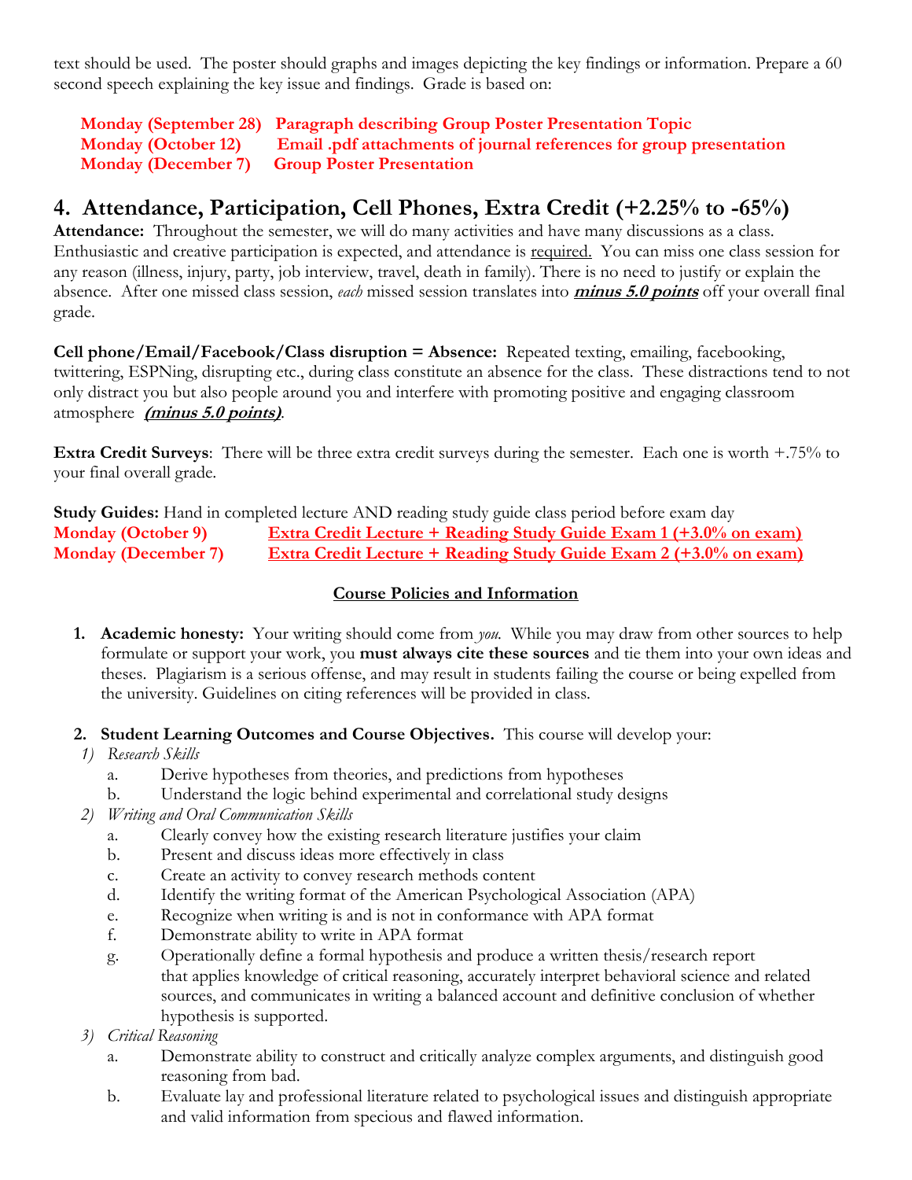text should be used. The poster should graphs and images depicting the key findings or information. Prepare a 60 second speech explaining the key issue and findings. Grade is based on:

**Monday (September 28) Paragraph describing Group Poster Presentation Topic**
**Monday (October 12) Email .pdf attachments of journal references for group presentation**
**Monday (December 7) Group Poster Presentation**

## 4. Attendance, Participation, Cell Phones, Extra Credit (+2.25% to -65%)

**Attendance:** Throughout the semester, we will do many activities and have many discussions as a class. Enthusiastic and creative participation is expected, and attendance is required. You can miss one class session for any reason (illness, injury, party, job interview, travel, death in family). There is no need to justify or explain the absence. After one missed class session, *each* missed session translates into ***minus 5.0 points*** off your overall final grade.

**Cell phone/Email/Facebook/Class disruption = Absence:** Repeated texting, emailing, facebooking, twittering, ESPNing, disrupting etc., during class constitute an absence for the class. These distractions tend to not only distract you but also people around you and interfere with promoting positive and engaging classroom atmosphere ***(minus 5.0 points)***.

**Extra Credit Surveys**: There will be three extra credit surveys during the semester. Each one is worth +.75% to your final overall grade.

**Study Guides:** Hand in completed lecture AND reading study guide class period before exam day
**Monday (October 9)** Extra Credit Lecture + Reading Study Guide Exam 1 (+3.0% on exam)
**Monday (December 7)** Extra Credit Lecture + Reading Study Guide Exam 2 (+3.0% on exam)

### Course Policies and Information

1. **Academic honesty:** Your writing should come from *you.* While you may draw from other sources to help formulate or support your work, you **must always cite these sources** and tie them into your own ideas and theses. Plagiarism is a serious offense, and may result in students failing the course or being expelled from the university. Guidelines on citing references will be provided in class.

2. **Student Learning Outcomes and Course Objectives.** This course will develop your:

1) *Research Skills*
   a. Derive hypotheses from theories, and predictions from hypotheses
   b. Understand the logic behind experimental and correlational study designs
2) *Writing and Oral Communication Skills*
   a. Clearly convey how the existing research literature justifies your claim
   b. Present and discuss ideas more effectively in class
   c. Create an activity to convey research methods content
   d. Identify the writing format of the American Psychological Association (APA)
   e. Recognize when writing is and is not in conformance with APA format
   f. Demonstrate ability to write in APA format
   g. Operationally define a formal hypothesis and produce a written thesis/research report that applies knowledge of critical reasoning, accurately interpret behavioral science and related sources, and communicates in writing a balanced account and definitive conclusion of whether hypothesis is supported.
3) *Critical Reasoning*
   a. Demonstrate ability to construct and critically analyze complex arguments, and distinguish good reasoning from bad.
   b. Evaluate lay and professional literature related to psychological issues and distinguish appropriate and valid information from specious and flawed information.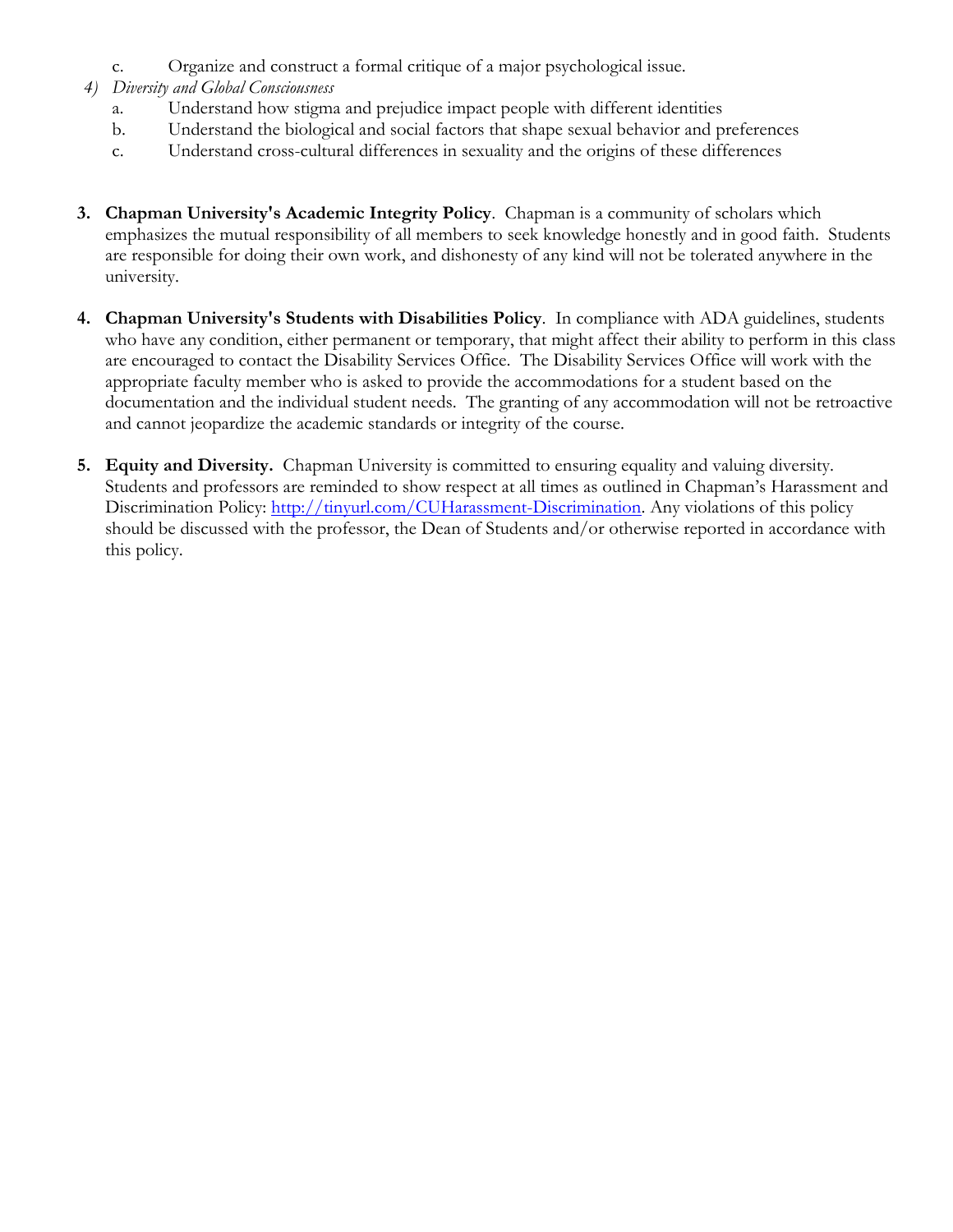c. Organize and construct a formal critique of a major psychological issue.

4) *Diversity and Global Consciousness*

   a. Understand how stigma and prejudice impact people with different identities
   b. Understand the biological and social factors that shape sexual behavior and preferences
   c. Understand cross-cultural differences in sexuality and the origins of these differences

3. **Chapman University's Academic Integrity Policy**. Chapman is a community of scholars which emphasizes the mutual responsibility of all members to seek knowledge honestly and in good faith. Students are responsible for doing their own work, and dishonesty of any kind will not be tolerated anywhere in the university.

4. **Chapman University's Students with Disabilities Policy**. In compliance with ADA guidelines, students who have any condition, either permanent or temporary, that might affect their ability to perform in this class are encouraged to contact the Disability Services Office. The Disability Services Office will work with the appropriate faculty member who is asked to provide the accommodations for a student based on the documentation and the individual student needs. The granting of any accommodation will not be retroactive and cannot jeopardize the academic standards or integrity of the course.

5. **Equity and Diversity.** Chapman University is committed to ensuring equality and valuing diversity. Students and professors are reminded to show respect at all times as outlined in Chapman's Harassment and Discrimination Policy: [http://tinyurl.com/CUHarassment-Discrimination](http://tinyurl.com/CUHarassment-Discrimination). Any violations of this policy should be discussed with the professor, the Dean of Students and/or otherwise reported in accordance with this policy.